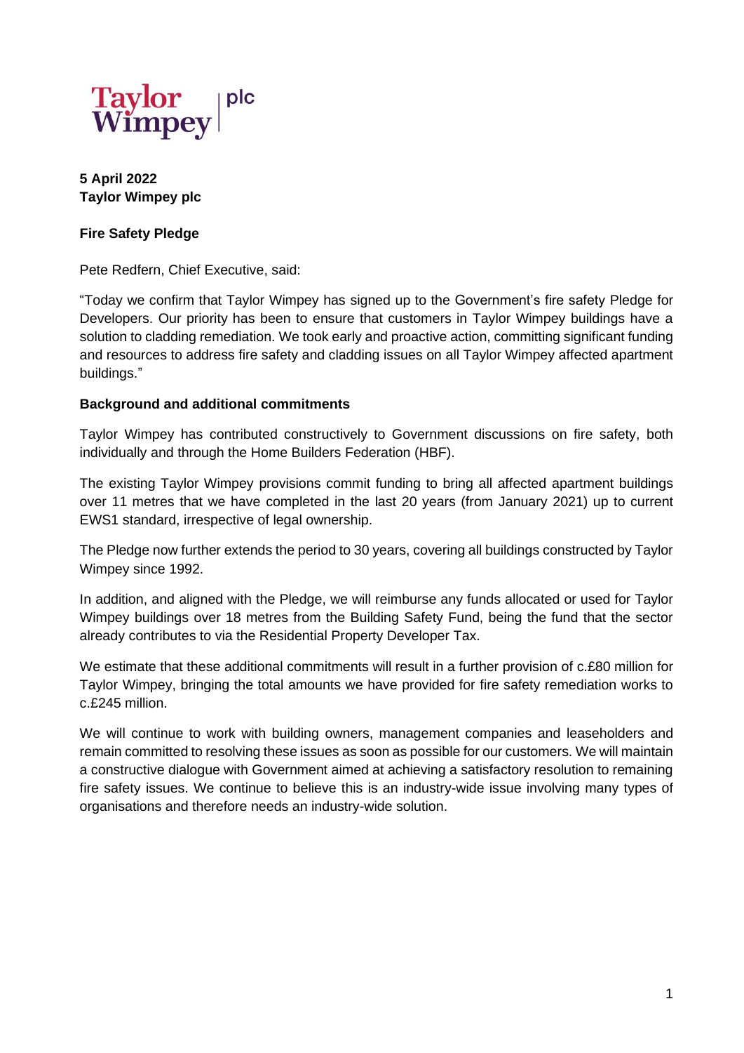Taylor Wimpey | plc

**5 April 2022**
**Taylor Wimpey plc**

**Fire Safety Pledge**

Pete Redfern, Chief Executive, said:

"Today we confirm that Taylor Wimpey has signed up to the Government's fire safety Pledge for Developers. Our priority has been to ensure that customers in Taylor Wimpey buildings have a solution to cladding remediation. We took early and proactive action, committing significant funding and resources to address fire safety and cladding issues on all Taylor Wimpey affected apartment buildings."

**Background and additional commitments**

Taylor Wimpey has contributed constructively to Government discussions on fire safety, both individually and through the Home Builders Federation (HBF).

The existing Taylor Wimpey provisions commit funding to bring all affected apartment buildings over 11 metres that we have completed in the last 20 years (from January 2021) up to current EWS1 standard, irrespective of legal ownership.

The Pledge now further extends the period to 30 years, covering all buildings constructed by Taylor Wimpey since 1992.

In addition, and aligned with the Pledge, we will reimburse any funds allocated or used for Taylor Wimpey buildings over 18 metres from the Building Safety Fund, being the fund that the sector already contributes to via the Residential Property Developer Tax.

We estimate that these additional commitments will result in a further provision of c.£80 million for Taylor Wimpey, bringing the total amounts we have provided for fire safety remediation works to c.£245 million.

We will continue to work with building owners, management companies and leaseholders and remain committed to resolving these issues as soon as possible for our customers. We will maintain a constructive dialogue with Government aimed at achieving a satisfactory resolution to remaining fire safety issues. We continue to believe this is an industry-wide issue involving many types of organisations and therefore needs an industry-wide solution.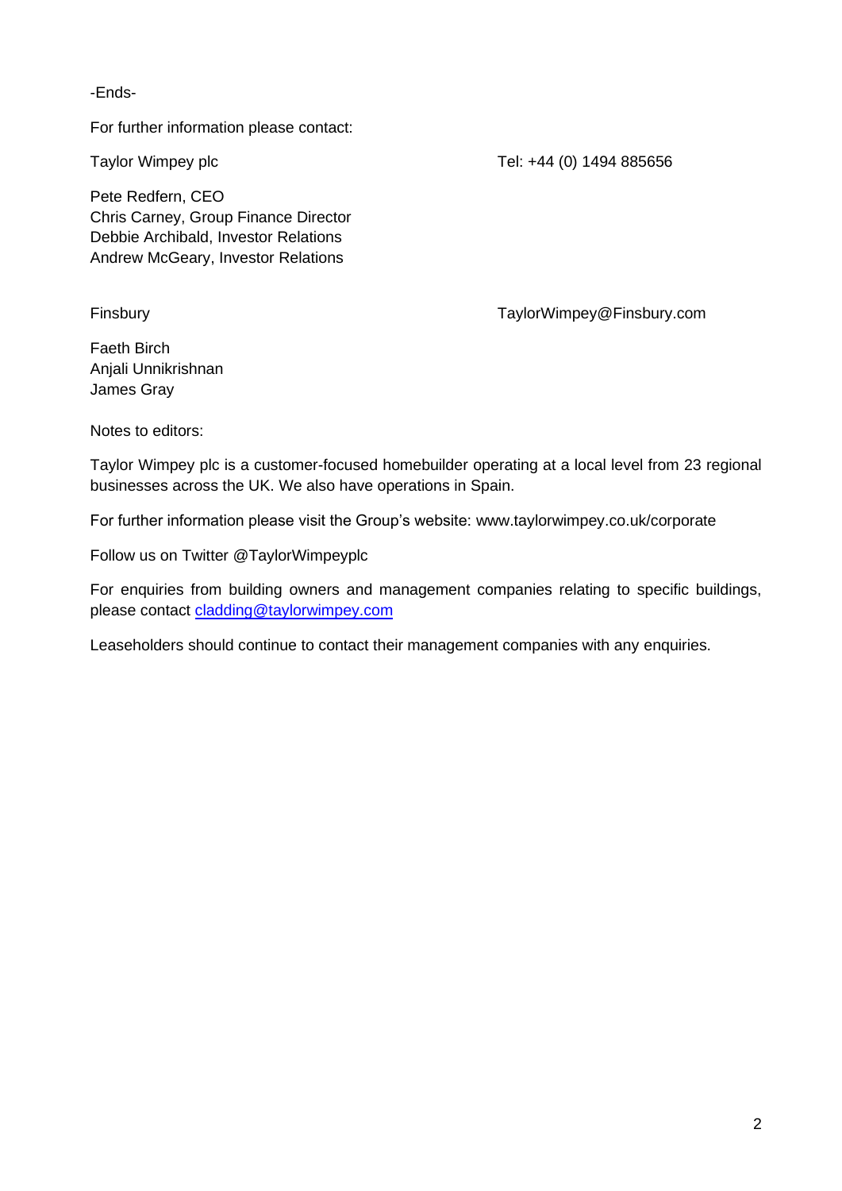-Ends-

For further information please contact:

Taylor Wimpey plc Tel: +44 (0) 1494 885656

Pete Redfern, CEO  
Chris Carney, Group Finance Director  
Debbie Archibald, Investor Relations  
Andrew McGeary, Investor Relations

Finsbury TaylorWimpey@Finsbury.com

Faeth Birch  
Anjali Unnikrishnan  
James Gray

Notes to editors:

Taylor Wimpey plc is a customer-focused homebuilder operating at a local level from 23 regional businesses across the UK. We also have operations in Spain.

For further information please visit the Group's website: www.taylorwimpey.co.uk/corporate

Follow us on Twitter @TaylorWimpeyplc

For enquiries from building owners and management companies relating to specific buildings, please contact cladding@taylorwimpey.com

Leaseholders should continue to contact their management companies with any enquiries.